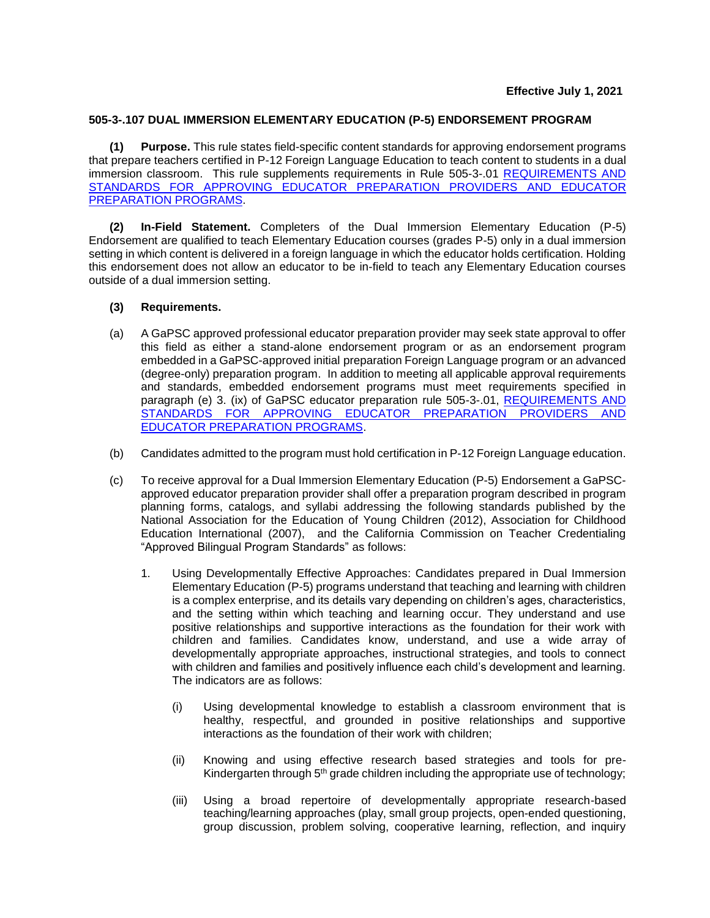**Effective July 1, 2021**

## 505-3-.107 DUAL IMMERSION ELEMENTARY EDUCATION (P-5) ENDORSEMENT PROGRAM

**(1) Purpose.** This rule states field-specific content standards for approving endorsement programs that prepare teachers certified in P-12 Foreign Language Education to teach content to students in a dual immersion classroom. This rule supplements requirements in Rule 505-3-.01 REQUIREMENTS AND STANDARDS FOR APPROVING EDUCATOR PREPARATION PROVIDERS AND EDUCATOR PREPARATION PROGRAMS.

**(2) In-Field Statement.** Completers of the Dual Immersion Elementary Education (P-5) Endorsement are qualified to teach Elementary Education courses (grades P-5) only in a dual immersion setting in which content is delivered in a foreign language in which the educator holds certification. Holding this endorsement does not allow an educator to be in-field to teach any Elementary Education courses outside of a dual immersion setting.

**(3) Requirements.**

(a) A GaPSC approved professional educator preparation provider may seek state approval to offer this field as either a stand-alone endorsement program or as an endorsement program embedded in a GaPSC-approved initial preparation Foreign Language program or an advanced (degree-only) preparation program. In addition to meeting all applicable approval requirements and standards, embedded endorsement programs must meet requirements specified in paragraph (e) 3. (ix) of GaPSC educator preparation rule 505-3-.01, REQUIREMENTS AND STANDARDS FOR APPROVING EDUCATOR PREPARATION PROVIDERS AND EDUCATOR PREPARATION PROGRAMS.

(b) Candidates admitted to the program must hold certification in P-12 Foreign Language education.

(c) To receive approval for a Dual Immersion Elementary Education (P-5) Endorsement a GaPSC-approved educator preparation provider shall offer a preparation program described in program planning forms, catalogs, and syllabi addressing the following standards published by the National Association for the Education of Young Children (2012), Association for Childhood Education International (2007), and the California Commission on Teacher Credentialing "Approved Bilingual Program Standards" as follows:

1. Using Developmentally Effective Approaches: Candidates prepared in Dual Immersion Elementary Education (P-5) programs understand that teaching and learning with children is a complex enterprise, and its details vary depending on children's ages, characteristics, and the setting within which teaching and learning occur. They understand and use positive relationships and supportive interactions as the foundation for their work with children and families. Candidates know, understand, and use a wide array of developmentally appropriate approaches, instructional strategies, and tools to connect with children and families and positively influence each child's development and learning. The indicators are as follows:

   (i) Using developmental knowledge to establish a classroom environment that is healthy, respectful, and grounded in positive relationships and supportive interactions as the foundation of their work with children;

   (ii) Knowing and using effective research based strategies and tools for pre-Kindergarten through 5th grade children including the appropriate use of technology;

   (iii) Using a broad repertoire of developmentally appropriate research-based teaching/learning approaches (play, small group projects, open-ended questioning, group discussion, problem solving, cooperative learning, reflection, and inquiry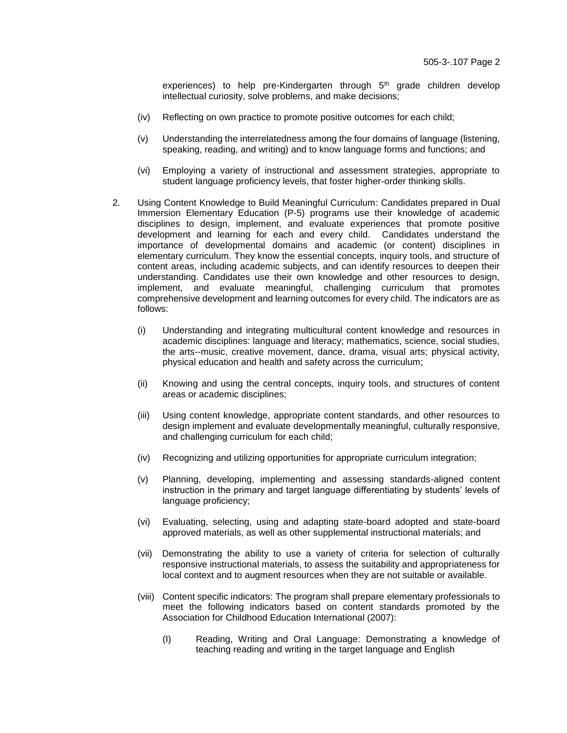experiences) to help pre-Kindergarten through 5th grade children develop intellectual curiosity, solve problems, and make decisions;

(iv) Reflecting on own practice to promote positive outcomes for each child;

(v) Understanding the interrelatedness among the four domains of language (listening, speaking, reading, and writing) and to know language forms and functions; and

(vi) Employing a variety of instructional and assessment strategies, appropriate to student language proficiency levels, that foster higher-order thinking skills.

2. Using Content Knowledge to Build Meaningful Curriculum: Candidates prepared in Dual Immersion Elementary Education (P-5) programs use their knowledge of academic disciplines to design, implement, and evaluate experiences that promote positive development and learning for each and every child. Candidates understand the importance of developmental domains and academic (or content) disciplines in elementary curriculum. They know the essential concepts, inquiry tools, and structure of content areas, including academic subjects, and can identify resources to deepen their understanding. Candidates use their own knowledge and other resources to design, implement, and evaluate meaningful, challenging curriculum that promotes comprehensive development and learning outcomes for every child. The indicators are as follows:

    (i) Understanding and integrating multicultural content knowledge and resources in academic disciplines: language and literacy; mathematics, science, social studies, the arts--music, creative movement, dance, drama, visual arts; physical activity, physical education and health and safety across the curriculum;

    (ii) Knowing and using the central concepts, inquiry tools, and structures of content areas or academic disciplines;

    (iii) Using content knowledge, appropriate content standards, and other resources to design implement and evaluate developmentally meaningful, culturally responsive, and challenging curriculum for each child;

    (iv) Recognizing and utilizing opportunities for appropriate curriculum integration;

    (v) Planning, developing, implementing and assessing standards-aligned content instruction in the primary and target language differentiating by students' levels of language proficiency;

    (vi) Evaluating, selecting, using and adapting state-board adopted and state-board approved materials, as well as other supplemental instructional materials; and

    (vii) Demonstrating the ability to use a variety of criteria for selection of culturally responsive instructional materials, to assess the suitability and appropriateness for local context and to augment resources when they are not suitable or available.

    (viii) Content specific indicators: The program shall prepare elementary professionals to meet the following indicators based on content standards promoted by the Association for Childhood Education International (2007):

        (I) Reading, Writing and Oral Language: Demonstrating a knowledge of teaching reading and writing in the target language and English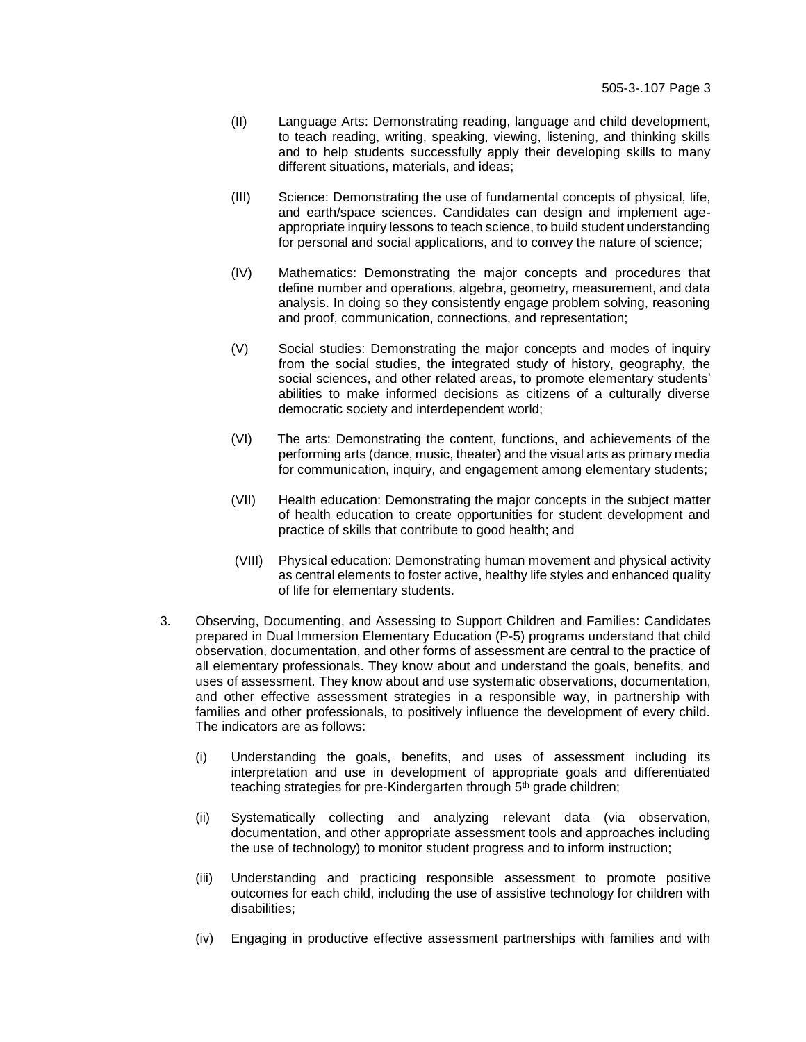(II) Language Arts: Demonstrating reading, language and child development, to teach reading, writing, speaking, viewing, listening, and thinking skills and to help students successfully apply their developing skills to many different situations, materials, and ideas;

(III) Science: Demonstrating the use of fundamental concepts of physical, life, and earth/space sciences. Candidates can design and implement age-appropriate inquiry lessons to teach science, to build student understanding for personal and social applications, and to convey the nature of science;

(IV) Mathematics: Demonstrating the major concepts and procedures that define number and operations, algebra, geometry, measurement, and data analysis. In doing so they consistently engage problem solving, reasoning and proof, communication, connections, and representation;

(V) Social studies: Demonstrating the major concepts and modes of inquiry from the social studies, the integrated study of history, geography, the social sciences, and other related areas, to promote elementary students' abilities to make informed decisions as citizens of a culturally diverse democratic society and interdependent world;

(VI) The arts: Demonstrating the content, functions, and achievements of the performing arts (dance, music, theater) and the visual arts as primary media for communication, inquiry, and engagement among elementary students;

(VII) Health education: Demonstrating the major concepts in the subject matter of health education to create opportunities for student development and practice of skills that contribute to good health; and

(VIII) Physical education: Demonstrating human movement and physical activity as central elements to foster active, healthy life styles and enhanced quality of life for elementary students.

3. Observing, Documenting, and Assessing to Support Children and Families: Candidates prepared in Dual Immersion Elementary Education (P-5) programs understand that child observation, documentation, and other forms of assessment are central to the practice of all elementary professionals. They know about and understand the goals, benefits, and uses of assessment. They know about and use systematic observations, documentation, and other effective assessment strategies in a responsible way, in partnership with families and other professionals, to positively influence the development of every child. The indicators are as follows:

   (i) Understanding the goals, benefits, and uses of assessment including its interpretation and use in development of appropriate goals and differentiated teaching strategies for pre-Kindergarten through 5th grade children;

   (ii) Systematically collecting and analyzing relevant data (via observation, documentation, and other appropriate assessment tools and approaches including the use of technology) to monitor student progress and to inform instruction;

   (iii) Understanding and practicing responsible assessment to promote positive outcomes for each child, including the use of assistive technology for children with disabilities;

   (iv) Engaging in productive effective assessment partnerships with families and with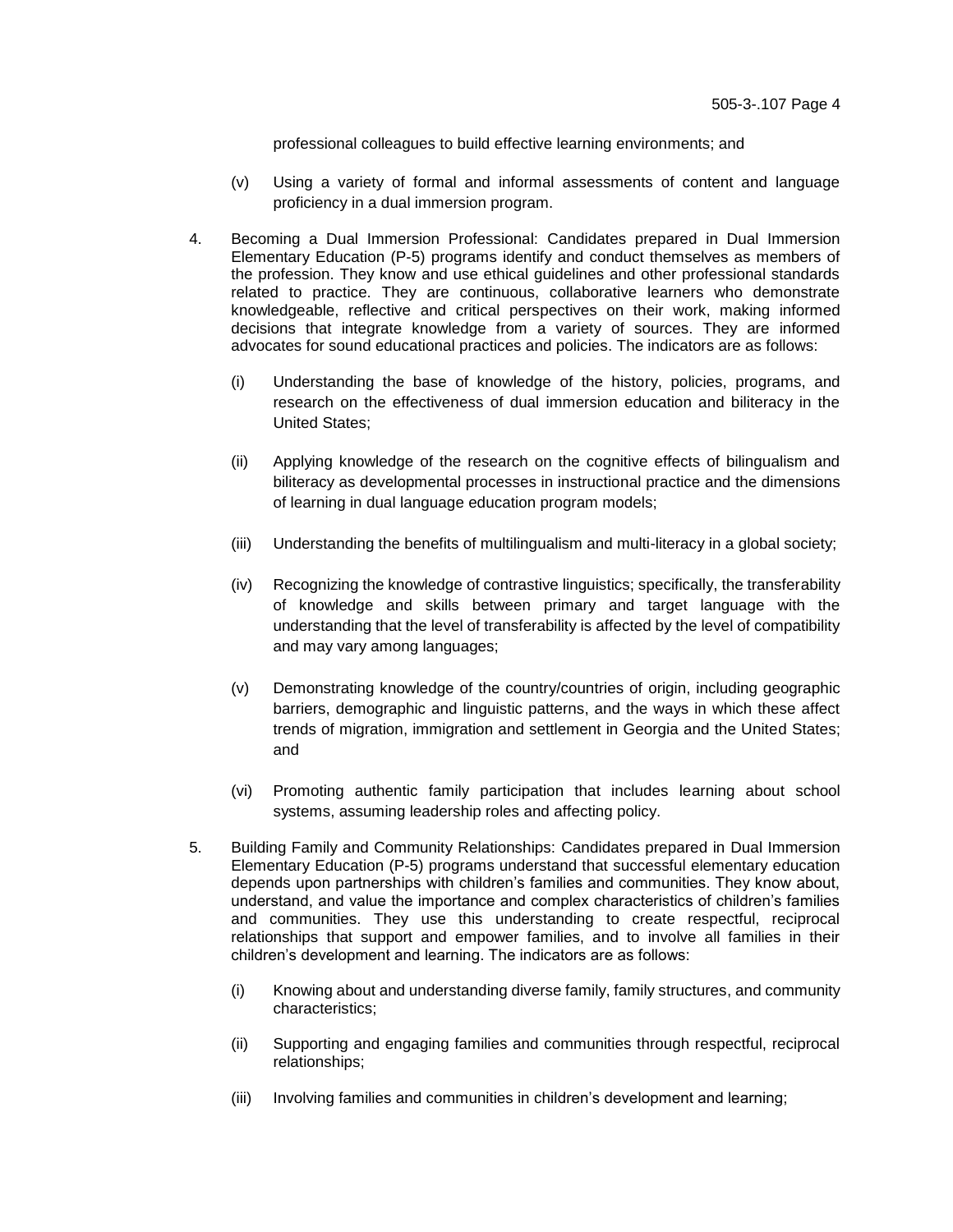professional colleagues to build effective learning environments; and

(v) Using a variety of formal and informal assessments of content and language proficiency in a dual immersion program.

4. Becoming a Dual Immersion Professional: Candidates prepared in Dual Immersion Elementary Education (P-5) programs identify and conduct themselves as members of the profession. They know and use ethical guidelines and other professional standards related to practice. They are continuous, collaborative learners who demonstrate knowledgeable, reflective and critical perspectives on their work, making informed decisions that integrate knowledge from a variety of sources. They are informed advocates for sound educational practices and policies. The indicators are as follows:

   (i) Understanding the base of knowledge of the history, policies, programs, and research on the effectiveness of dual immersion education and biliteracy in the United States;

   (ii) Applying knowledge of the research on the cognitive effects of bilingualism and biliteracy as developmental processes in instructional practice and the dimensions of learning in dual language education program models;

   (iii) Understanding the benefits of multilingualism and multi-literacy in a global society;

   (iv) Recognizing the knowledge of contrastive linguistics; specifically, the transferability of knowledge and skills between primary and target language with the understanding that the level of transferability is affected by the level of compatibility and may vary among languages;

   (v) Demonstrating knowledge of the country/countries of origin, including geographic barriers, demographic and linguistic patterns, and the ways in which these affect trends of migration, immigration and settlement in Georgia and the United States; and

   (vi) Promoting authentic family participation that includes learning about school systems, assuming leadership roles and affecting policy.

5. Building Family and Community Relationships: Candidates prepared in Dual Immersion Elementary Education (P-5) programs understand that successful elementary education depends upon partnerships with children's families and communities. They know about, understand, and value the importance and complex characteristics of children's families and communities. They use this understanding to create respectful, reciprocal relationships that support and empower families, and to involve all families in their children's development and learning. The indicators are as follows:

   (i) Knowing about and understanding diverse family, family structures, and community characteristics;

   (ii) Supporting and engaging families and communities through respectful, reciprocal relationships;

   (iii) Involving families and communities in children's development and learning;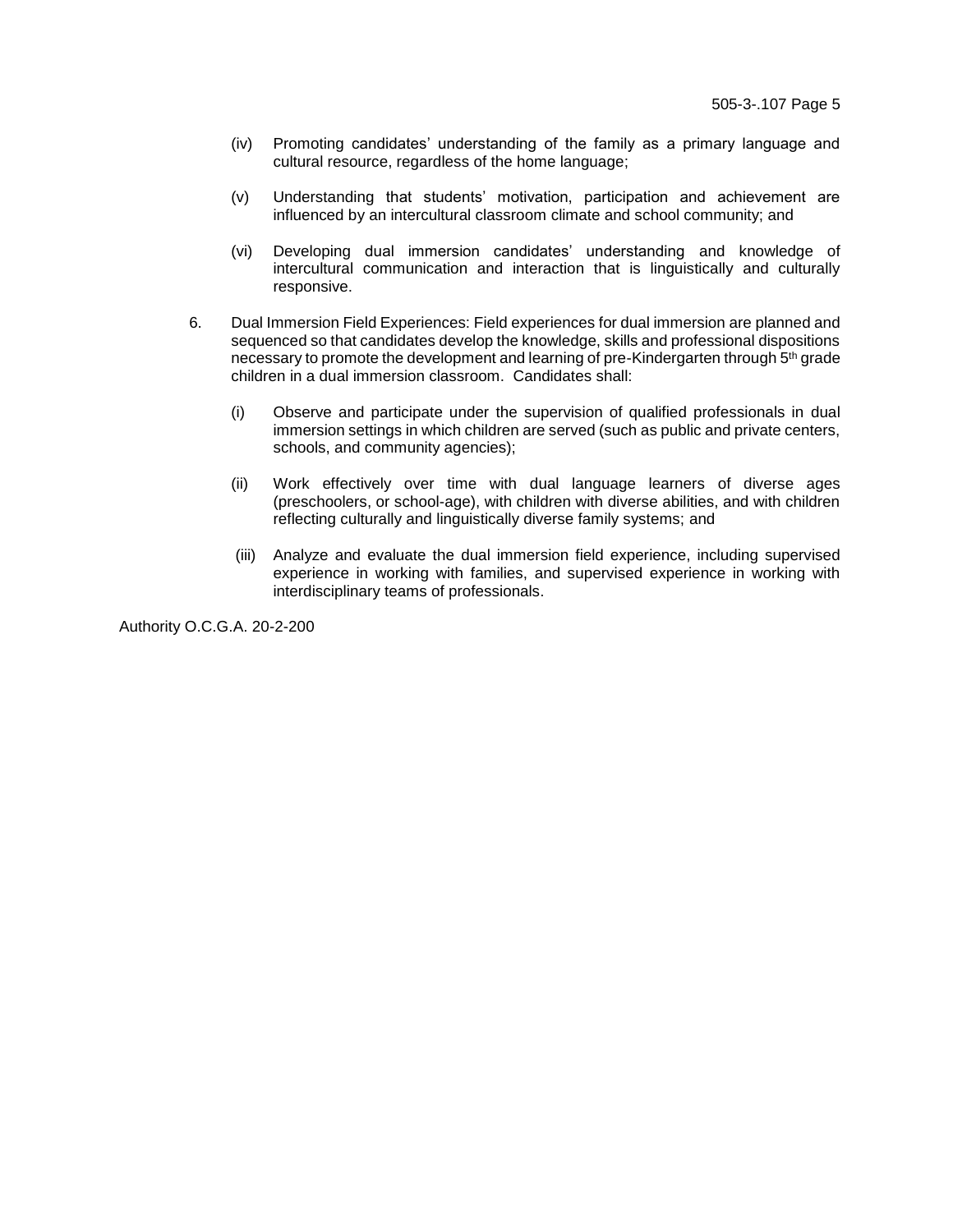(iv) Promoting candidates' understanding of the family as a primary language and cultural resource, regardless of the home language;

(v) Understanding that students' motivation, participation and achievement are influenced by an intercultural classroom climate and school community; and

(vi) Developing dual immersion candidates' understanding and knowledge of intercultural communication and interaction that is linguistically and culturally responsive.

6. Dual Immersion Field Experiences: Field experiences for dual immersion are planned and sequenced so that candidates develop the knowledge, skills and professional dispositions necessary to promote the development and learning of pre-Kindergarten through 5th grade children in a dual immersion classroom. Candidates shall:

   (i) Observe and participate under the supervision of qualified professionals in dual immersion settings in which children are served (such as public and private centers, schools, and community agencies);

   (ii) Work effectively over time with dual language learners of diverse ages (preschoolers, or school-age), with children with diverse abilities, and with children reflecting culturally and linguistically diverse family systems; and

   (iii) Analyze and evaluate the dual immersion field experience, including supervised experience in working with families, and supervised experience in working with interdisciplinary teams of professionals.

Authority O.C.G.A. 20-2-200